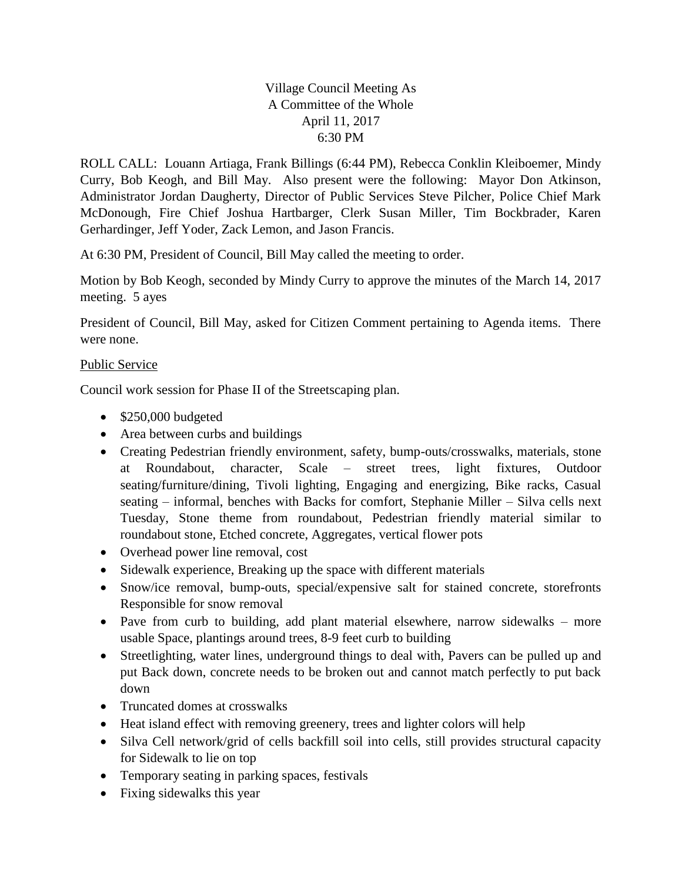Village Council Meeting As  
A Committee of the Whole  
April 11, 2017  
6:30 PM

ROLL CALL: Louann Artiaga, Frank Billings (6:44 PM), Rebecca Conklin Kleiboemer, Mindy Curry, Bob Keogh, and Bill May. Also present were the following: Mayor Don Atkinson, Administrator Jordan Daugherty, Director of Public Services Steve Pilcher, Police Chief Mark McDonough, Fire Chief Joshua Hartbarger, Clerk Susan Miller, Tim Bockbrader, Karen Gerhardinger, Jeff Yoder, Zack Lemon, and Jason Francis.

At 6:30 PM, President of Council, Bill May called the meeting to order.

Motion by Bob Keogh, seconded by Mindy Curry to approve the minutes of the March 14, 2017 meeting. 5 ayes

President of Council, Bill May, asked for Citizen Comment pertaining to Agenda items. There were none.

Public Service

Council work session for Phase II of the Streetscaping plan.

- $250,000 budgeted
- Area between curbs and buildings
- Creating Pedestrian friendly environment, safety, bump-outs/crosswalks, materials, stone at Roundabout, character, Scale – street trees, light fixtures, Outdoor seating/furniture/dining, Tivoli lighting, Engaging and energizing, Bike racks, Casual seating – informal, benches with Backs for comfort, Stephanie Miller – Silva cells next Tuesday, Stone theme from roundabout, Pedestrian friendly material similar to roundabout stone, Etched concrete, Aggregates, vertical flower pots
- Overhead power line removal, cost
- Sidewalk experience, Breaking up the space with different materials
- Snow/ice removal, bump-outs, special/expensive salt for stained concrete, storefronts Responsible for snow removal
- Pave from curb to building, add plant material elsewhere, narrow sidewalks – more usable Space, plantings around trees, 8-9 feet curb to building
- Streetlighting, water lines, underground things to deal with, Pavers can be pulled up and put Back down, concrete needs to be broken out and cannot match perfectly to put back down
- Truncated domes at crosswalks
- Heat island effect with removing greenery, trees and lighter colors will help
- Silva Cell network/grid of cells backfill soil into cells, still provides structural capacity for Sidewalk to lie on top
- Temporary seating in parking spaces, festivals
- Fixing sidewalks this year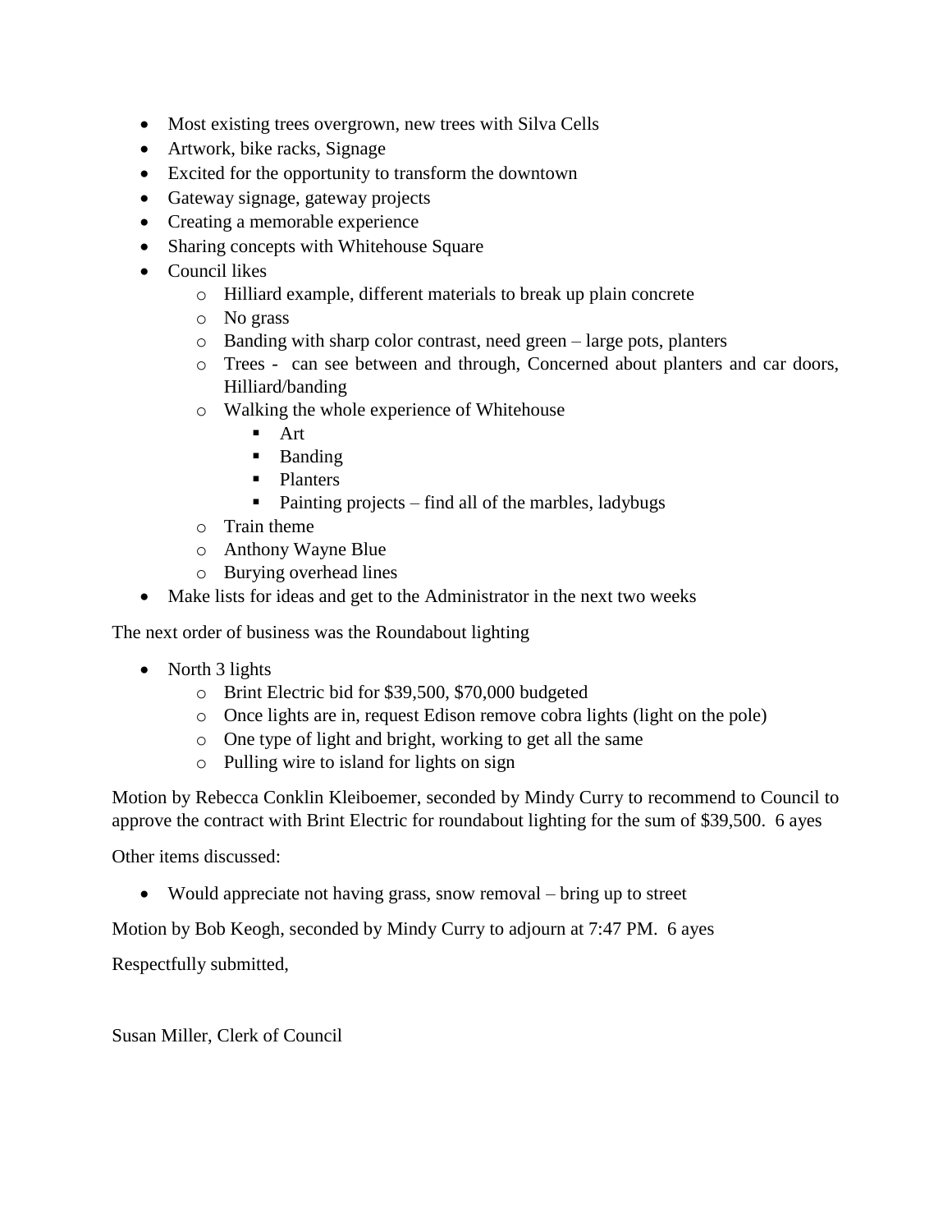- Most existing trees overgrown, new trees with Silva Cells
- Artwork, bike racks, Signage
- Excited for the opportunity to transform the downtown
- Gateway signage, gateway projects
- Creating a memorable experience
- Sharing concepts with Whitehouse Square
- Council likes
  - Hilliard example, different materials to break up plain concrete
  - No grass
  - Banding with sharp color contrast, need green – large pots, planters
  - Trees - can see between and through, Concerned about planters and car doors, Hilliard/banding
  - Walking the whole experience of Whitehouse
    - Art
    - Banding
    - Planters
    - Painting projects – find all of the marbles, ladybugs
  - Train theme
  - Anthony Wayne Blue
  - Burying overhead lines
- Make lists for ideas and get to the Administrator in the next two weeks

The next order of business was the Roundabout lighting

- North 3 lights
  - Brint Electric bid for $39,500, $70,000 budgeted
  - Once lights are in, request Edison remove cobra lights (light on the pole)
  - One type of light and bright, working to get all the same
  - Pulling wire to island for lights on sign

Motion by Rebecca Conklin Kleiboemer, seconded by Mindy Curry to recommend to Council to approve the contract with Brint Electric for roundabout lighting for the sum of $39,500. 6 ayes

Other items discussed:

- Would appreciate not having grass, snow removal – bring up to street

Motion by Bob Keogh, seconded by Mindy Curry to adjourn at 7:47 PM. 6 ayes

Respectfully submitted,

Susan Miller, Clerk of Council